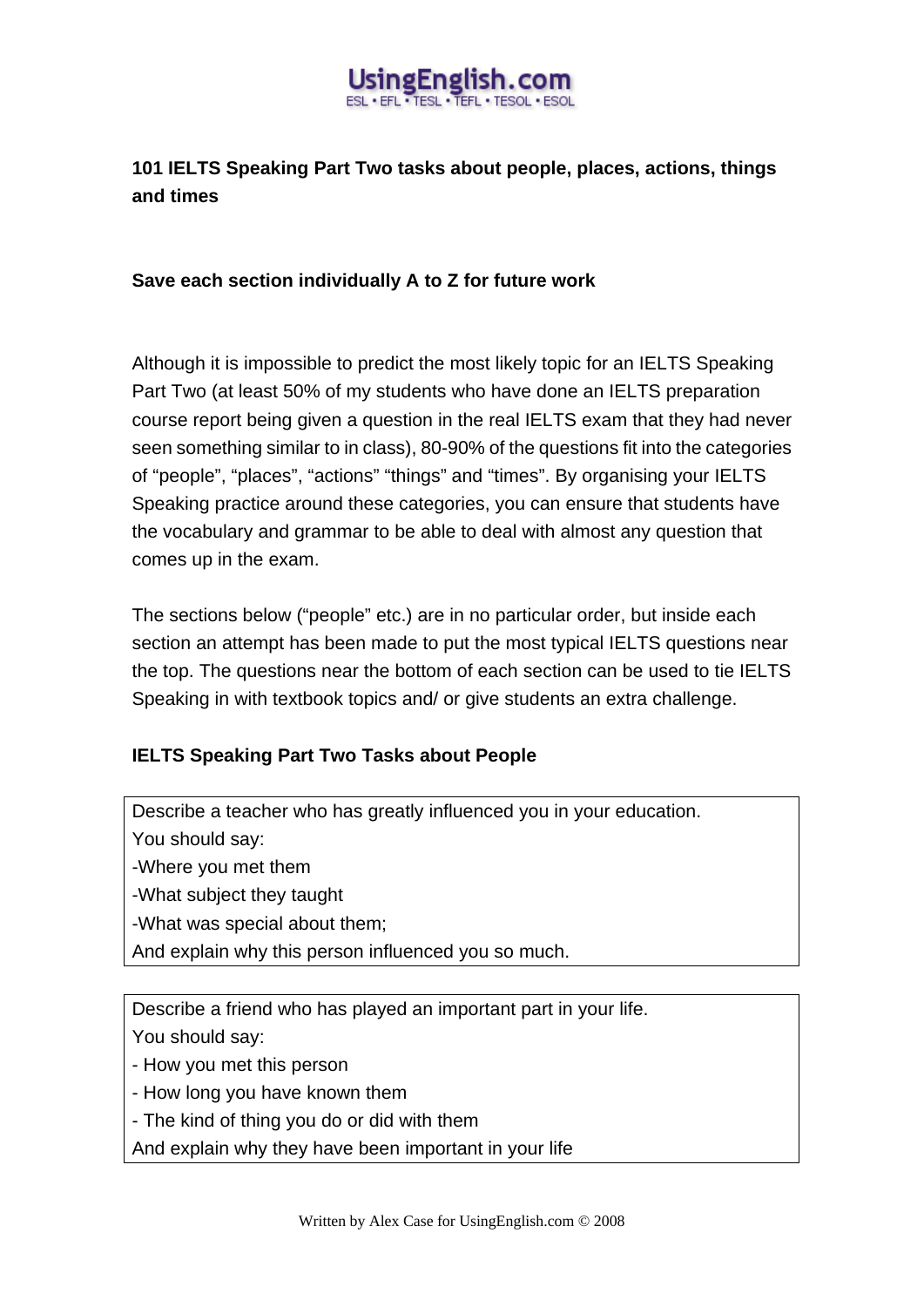# 101 IELTS Speaking Part Two tasks about people, places, actions, things and times

**Save each section individually A to Z for future work**

Although it is impossible to predict the most likely topic for an IELTS Speaking Part Two (at least 50% of my students who have done an IELTS preparation course report being given a question in the real IELTS exam that they had never seen something similar to in class), 80-90% of the questions fit into the categories of “people”, “places”, “actions” “things” and “times”. By organising your IELTS Speaking practice around these categories, you can ensure that students have the vocabulary and grammar to be able to deal with almost any question that comes up in the exam.

The sections below (“people” etc.) are in no particular order, but inside each section an attempt has been made to put the most typical IELTS questions near the top. The questions near the bottom of each section can be used to tie IELTS Speaking in with textbook topics and/ or give students an extra challenge.

## IELTS Speaking Part Two Tasks about People

Describe a teacher who has greatly influenced you in your education.
You should say:
-Where you met them
-What subject they taught
-What was special about them;
And explain why this person influenced you so much.

Describe a friend who has played an important part in your life.
You should say:
- How you met this person
- How long you have known them
- The kind of thing you do or did with them
And explain why they have been important in your life

Written by Alex Case for UsingEnglish.com © 2008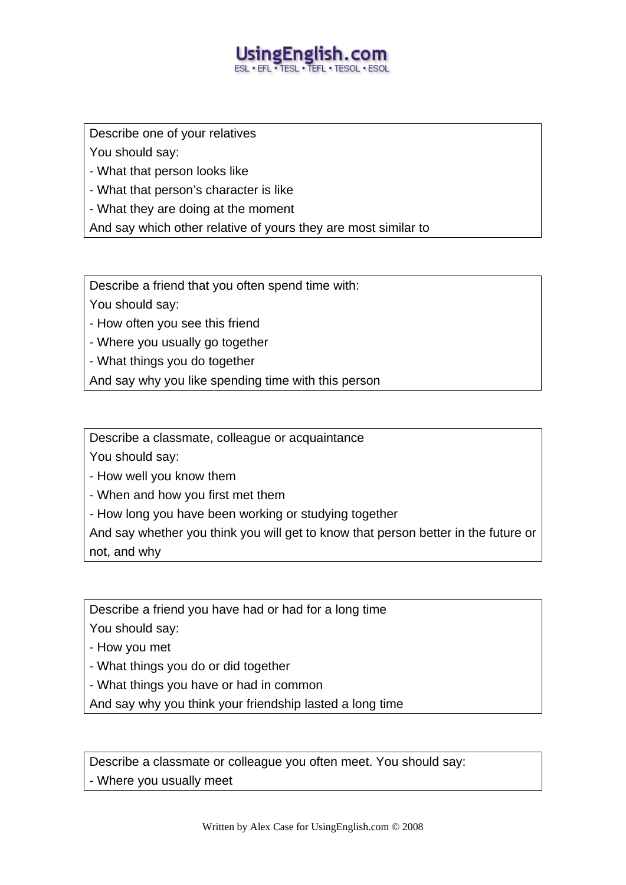Describe one of your relatives

You should say:

- What that person looks like
- What that person's character is like
- What they are doing at the moment

And say which other relative of yours they are most similar to

---

Describe a friend that you often spend time with:

You should say:

- How often you see this friend
- Where you usually go together
- What things you do together

And say why you like spending time with this person

---

Describe a classmate, colleague or acquaintance

You should say:

- How well you know them
- When and how you first met them
- How long you have been working or studying together

And say whether you think you will get to know that person better in the future or not, and why

---

Describe a friend you have had or had for a long time

You should say:

- How you met
- What things you do or did together
- What things you have or had in common

And say why you think your friendship lasted a long time

---

Describe a classmate or colleague you often meet. You should say:

- Where you usually meet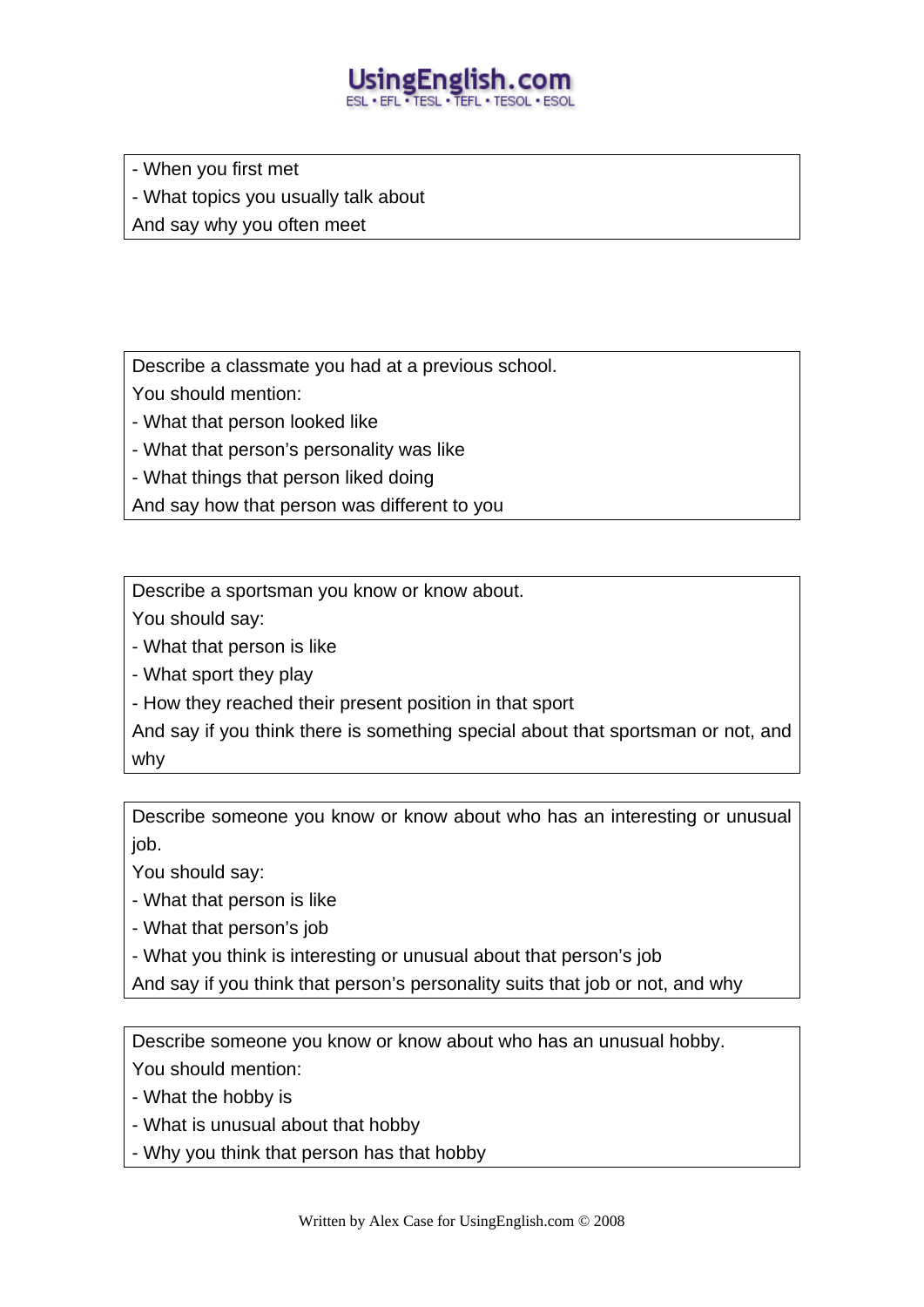- When you first met
- What topics you usually talk about

And say why you often meet

---

Describe a classmate you had at a previous school.

You should mention:

- What that person looked like
- What that person's personality was like
- What things that person liked doing

And say how that person was different to you

---

Describe a sportsman you know or know about.

You should say:

- What that person is like
- What sport they play
- How they reached their present position in that sport

And say if you think there is something special about that sportsman or not, and why

---

Describe someone you know or know about who has an interesting or unusual job.

You should say:

- What that person is like
- What that person's job
- What you think is interesting or unusual about that person's job

And say if you think that person's personality suits that job or not, and why

---

Describe someone you know or know about who has an unusual hobby.

You should mention:

- What the hobby is
- What is unusual about that hobby
- Why you think that person has that hobby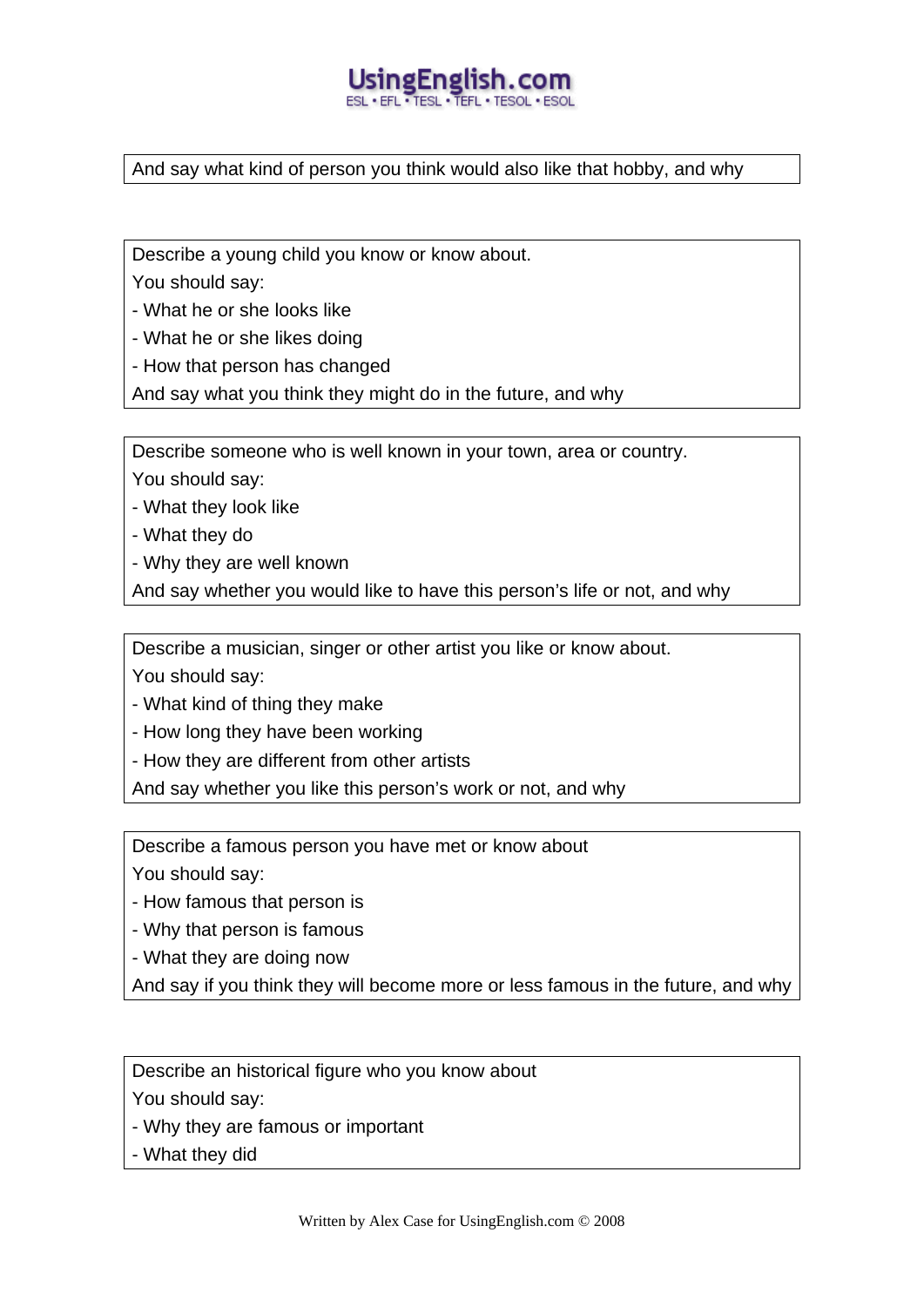And say what kind of person you think would also like that hobby, and why

Describe a young child you know or know about.
You should say:
- What he or she looks like
- What he or she likes doing
- How that person has changed
And say what you think they might do in the future, and why

Describe someone who is well known in your town, area or country.
You should say:
- What they look like
- What they do
- Why they are well known
And say whether you would like to have this person's life or not, and why

Describe a musician, singer or other artist you like or know about.
You should say:
- What kind of thing they make
- How long they have been working
- How they are different from other artists
And say whether you like this person's work or not, and why

Describe a famous person you have met or know about
You should say:
- How famous that person is
- Why that person is famous
- What they are doing now
And say if you think they will become more or less famous in the future, and why

Describe an historical figure who you know about
You should say:
- Why they are famous or important
- What they did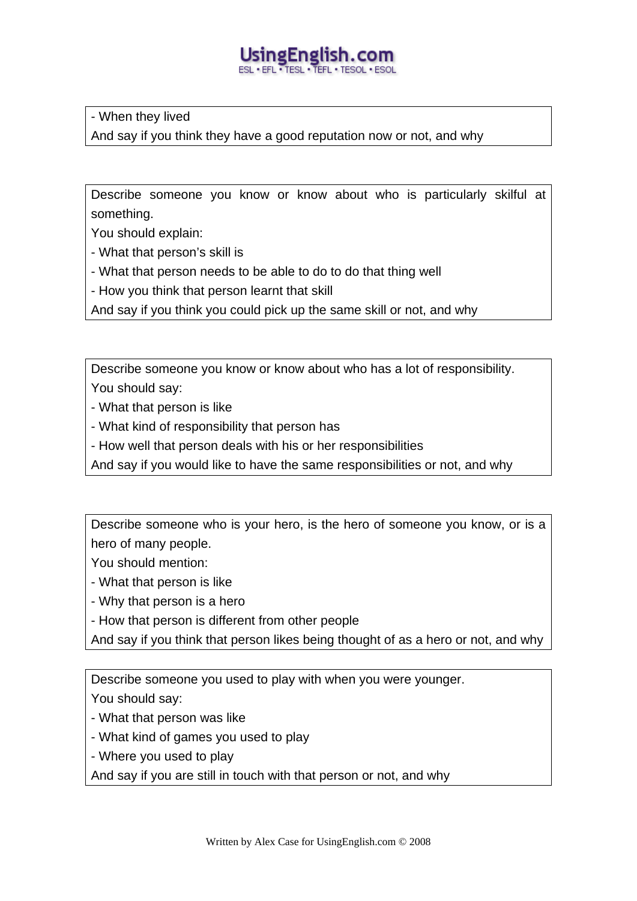- When they lived

And say if you think they have a good reputation now or not, and why

---

Describe someone you know or know about who is particularly skilful at something.

You should explain:

- What that person's skill is
- What that person needs to be able to do to do that thing well
- How you think that person learnt that skill

And say if you think you could pick up the same skill or not, and why

---

Describe someone you know or know about who has a lot of responsibility.

You should say:

- What that person is like
- What kind of responsibility that person has
- How well that person deals with his or her responsibilities

And say if you would like to have the same responsibilities or not, and why

---

Describe someone who is your hero, is the hero of someone you know, or is a hero of many people.

You should mention:

- What that person is like
- Why that person is a hero
- How that person is different from other people

And say if you think that person likes being thought of as a hero or not, and why

---

Describe someone you used to play with when you were younger.

You should say:

- What that person was like
- What kind of games you used to play
- Where you used to play

And say if you are still in touch with that person or not, and why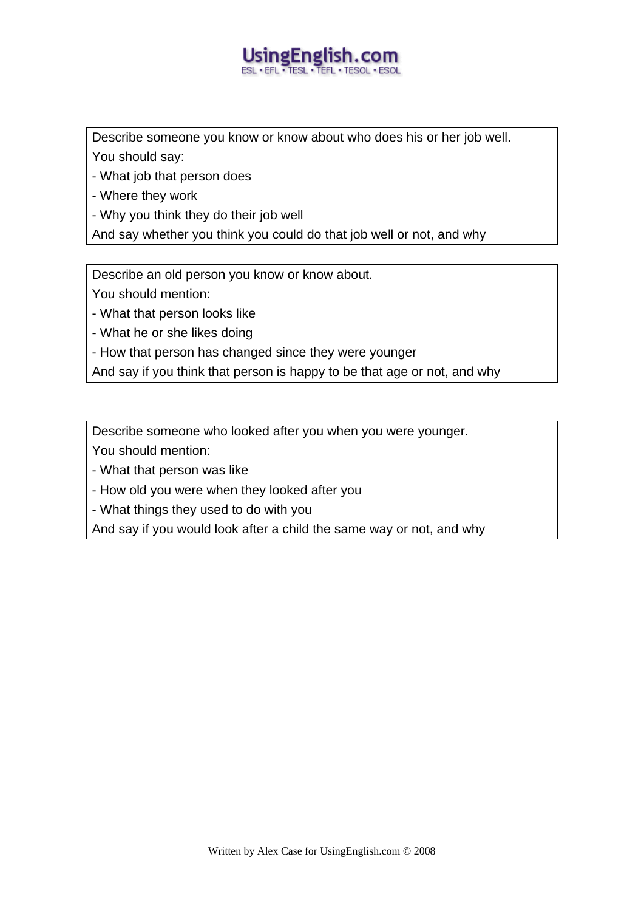Describe someone you know or know about who does his or her job well.
You should say:
- What job that person does
- Where they work
- Why you think they do their job well

And say whether you think you could do that job well or not, and why

---

Describe an old person you know or know about.
You should mention:
- What that person looks like
- What he or she likes doing
- How that person has changed since they were younger

And say if you think that person is happy to be that age or not, and why

---

Describe someone who looked after you when you were younger.
You should mention:
- What that person was like
- How old you were when they looked after you
- What things they used to do with you

And say if you would look after a child the same way or not, and why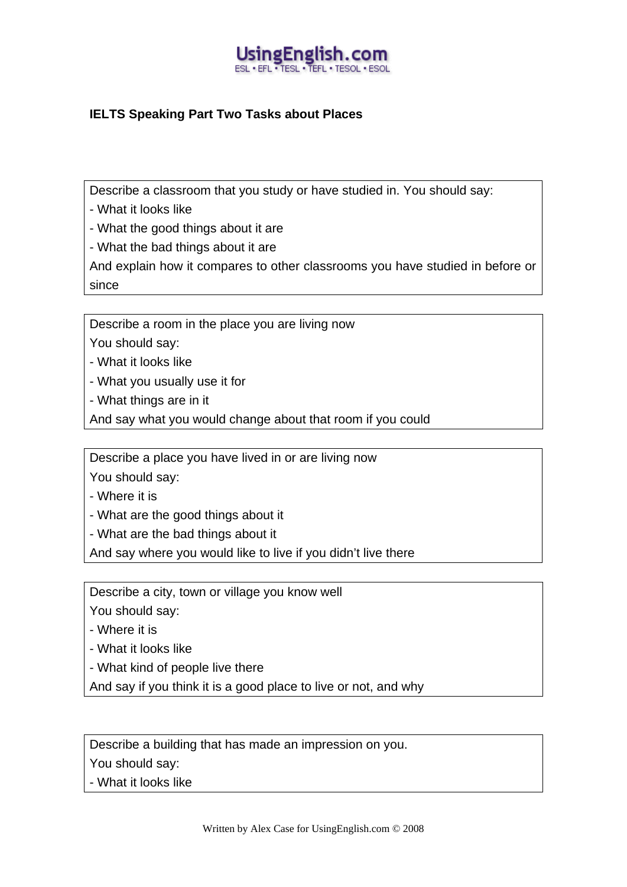## IELTS Speaking Part Two Tasks about Places

Describe a classroom that you study or have studied in. You should say:
- What it looks like
- What the good things about it are
- What the bad things about it are

And explain how it compares to other classrooms you have studied in before or since

---

Describe a room in the place you are living now

You should say:
- What it looks like
- What you usually use it for
- What things are in it

And say what you would change about that room if you could

---

Describe a place you have lived in or are living now

You should say:
- Where it is
- What are the good things about it
- What are the bad things about it

And say where you would like to live if you didn't live there

---

Describe a city, town or village you know well

You should say:
- Where it is
- What it looks like
- What kind of people live there

And say if you think it is a good place to live or not, and why

---

Describe a building that has made an impression on you.

You should say:
- What it looks like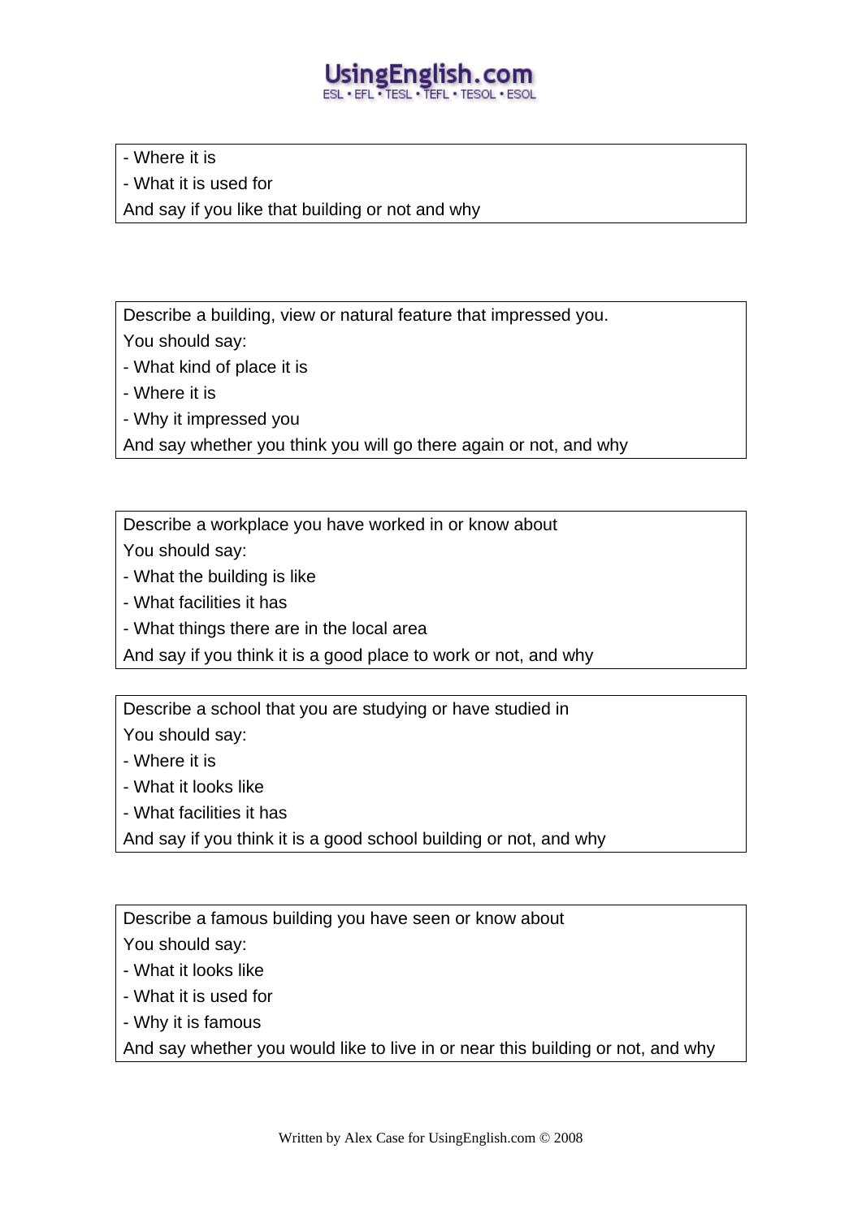- Where it is
- What it is used for

And say if you like that building or not and why

Describe a building, view or natural feature that impressed you.

You should say:

- What kind of place it is
- Where it is
- Why it impressed you

And say whether you think you will go there again or not, and why

Describe a workplace you have worked in or know about

You should say:

- What the building is like
- What facilities it has
- What things there are in the local area

And say if you think it is a good place to work or not, and why

Describe a school that you are studying or have studied in

You should say:

- Where it is
- What it looks like
- What facilities it has

And say if you think it is a good school building or not, and why

Describe a famous building you have seen or know about

You should say:

- What it looks like
- What it is used for
- Why it is famous

And say whether you would like to live in or near this building or not, and why

Written by Alex Case for UsingEnglish.com © 2008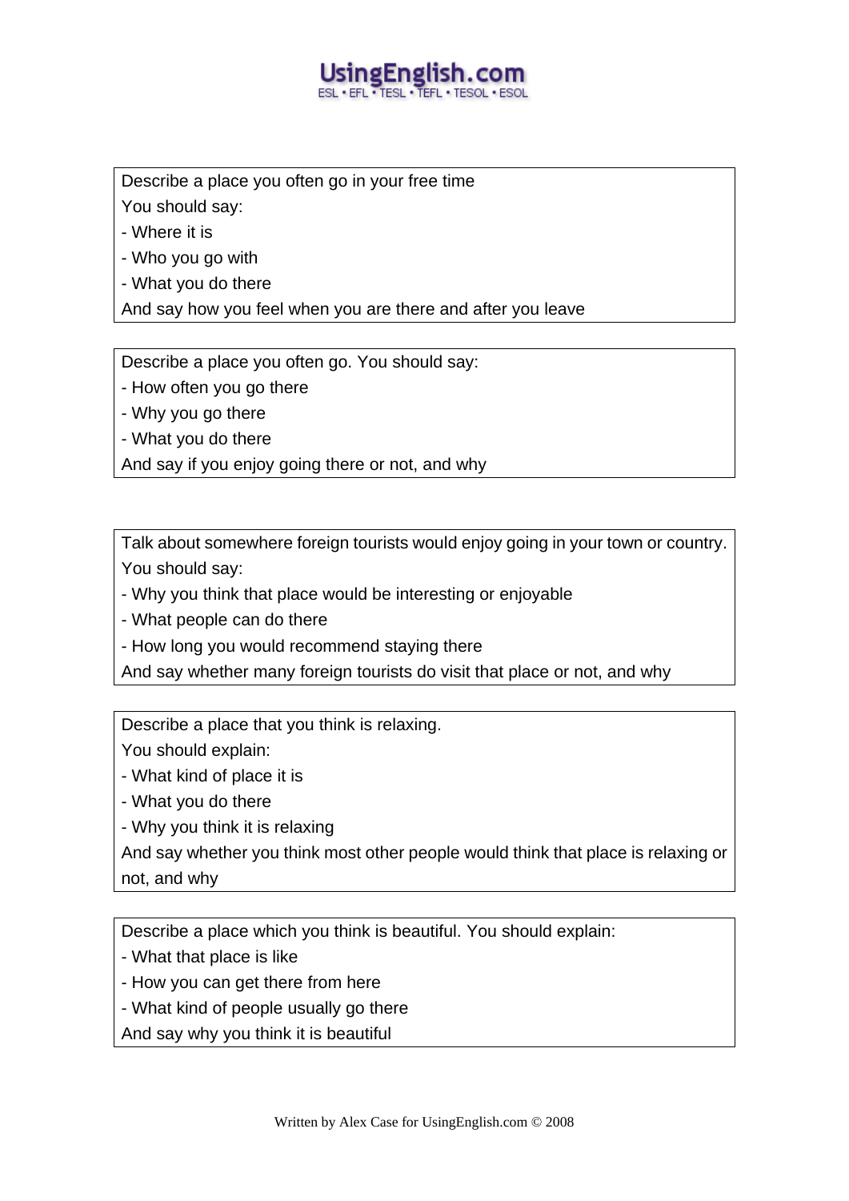Describe a place you often go in your free time

You should say:

- Where it is
- Who you go with
- What you do there

And say how you feel when you are there and after you leave

---

Describe a place you often go. You should say:

- How often you go there
- Why you go there
- What you do there

And say if you enjoy going there or not, and why

---

Talk about somewhere foreign tourists would enjoy going in your town or country.

You should say:

- Why you think that place would be interesting or enjoyable
- What people can do there
- How long you would recommend staying there

And say whether many foreign tourists do visit that place or not, and why

---

Describe a place that you think is relaxing.

You should explain:

- What kind of place it is
- What you do there
- Why you think it is relaxing

And say whether you think most other people would think that place is relaxing or not, and why

---

Describe a place which you think is beautiful. You should explain:

- What that place is like
- How you can get there from here
- What kind of people usually go there

And say why you think it is beautiful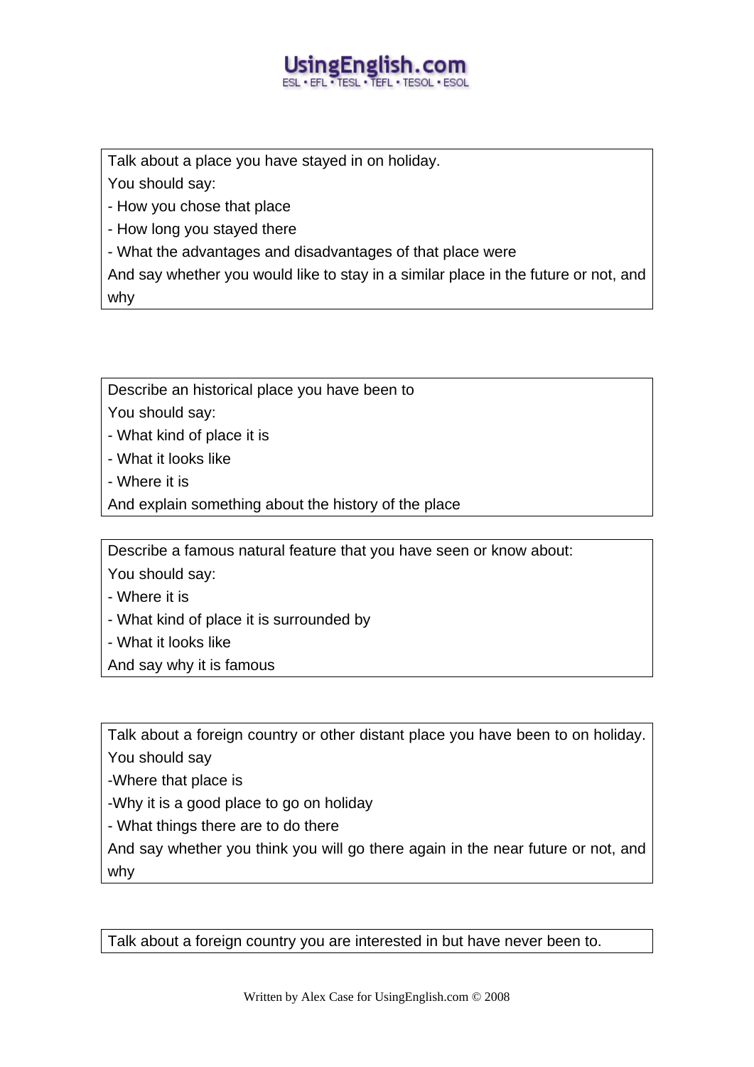Talk about a place you have stayed in on holiday.

You should say:

- How you chose that place
- How long you stayed there
- What the advantages and disadvantages of that place were

And say whether you would like to stay in a similar place in the future or not, and why

---

Describe an historical place you have been to

You should say:

- What kind of place it is
- What it looks like
- Where it is

And explain something about the history of the place

---

Describe a famous natural feature that you have seen or know about:

You should say:

- Where it is
- What kind of place it is surrounded by
- What it looks like

And say why it is famous

---

Talk about a foreign country or other distant place you have been to on holiday.

You should say

-Where that place is

-Why it is a good place to go on holiday

- What things there are to do there

And say whether you think you will go there again in the near future or not, and why

---

Talk about a foreign country you are interested in but have never been to.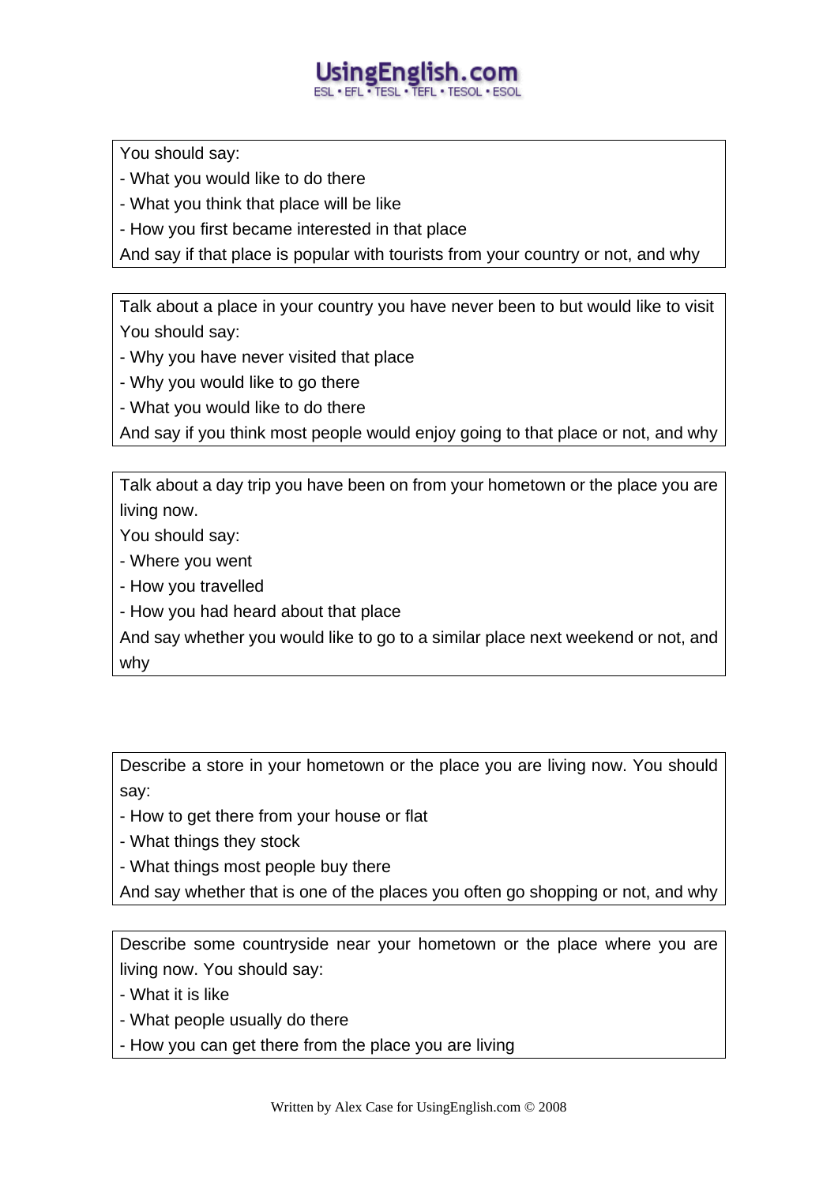You should say:

- What you would like to do there
- What you think that place will be like
- How you first became interested in that place

And say if that place is popular with tourists from your country or not, and why

---

Talk about a place in your country you have never been to but would like to visit

You should say:

- Why you have never visited that place
- Why you would like to go there
- What you would like to do there

And say if you think most people would enjoy going to that place or not, and why

---

Talk about a day trip you have been on from your hometown or the place you are living now.

You should say:

- Where you went
- How you travelled
- How you had heard about that place

And say whether you would like to go to a similar place next weekend or not, and why

---

Describe a store in your hometown or the place you are living now. You should say:

- How to get there from your house or flat
- What things they stock
- What things most people buy there

And say whether that is one of the places you often go shopping or not, and why

---

Describe some countryside near your hometown or the place where you are living now. You should say:

- What it is like
- What people usually do there
- How you can get there from the place you are living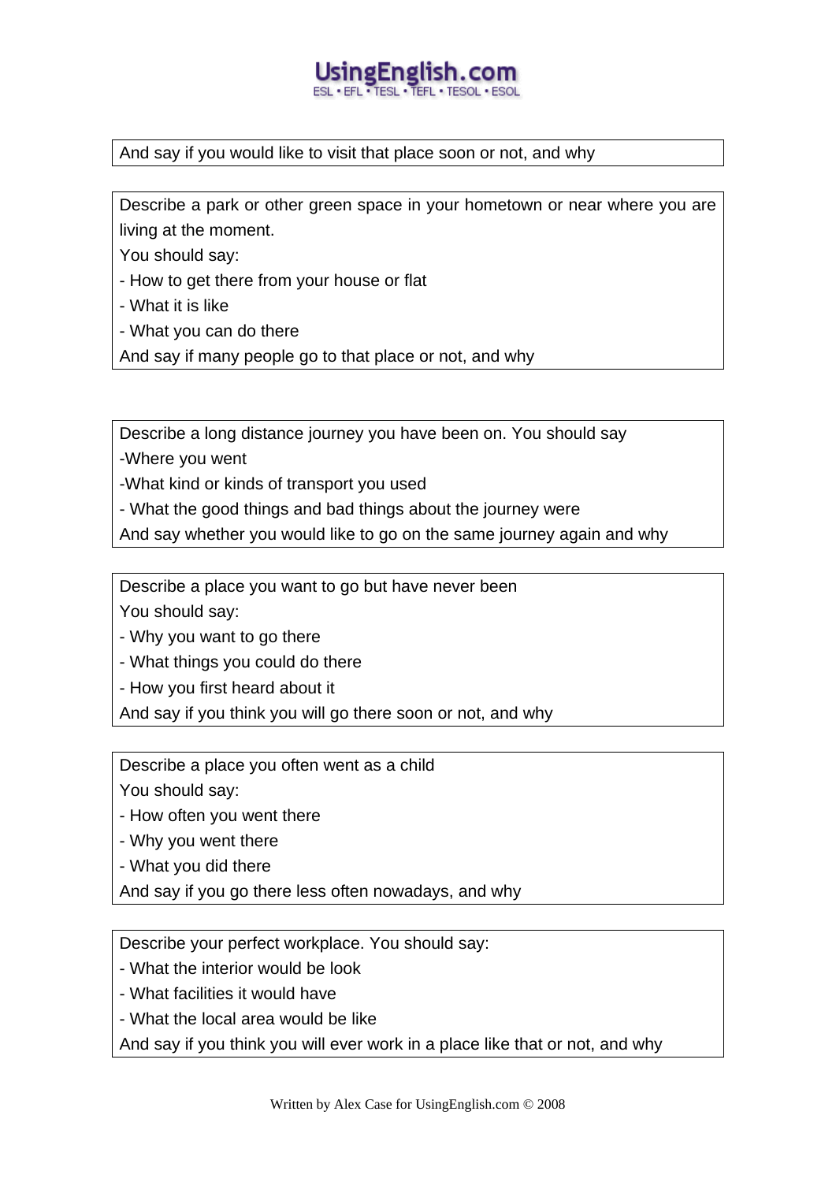And say if you would like to visit that place soon or not, and why

Describe a park or other green space in your hometown or near where you are living at the moment.
You should say:
- How to get there from your house or flat
- What it is like
- What you can do there
And say if many people go to that place or not, and why

Describe a long distance journey you have been on. You should say
-Where you went
-What kind or kinds of transport you used
- What the good things and bad things about the journey were
And say whether you would like to go on the same journey again and why

Describe a place you want to go but have never been
You should say:
- Why you want to go there
- What things you could do there
- How you first heard about it
And say if you think you will go there soon or not, and why

Describe a place you often went as a child
You should say:
- How often you went there
- Why you went there
- What you did there
And say if you go there less often nowadays, and why

Describe your perfect workplace. You should say:
- What the interior would be look
- What facilities it would have
- What the local area would be like
And say if you think you will ever work in a place like that or not, and why

Written by Alex Case for UsingEnglish.com © 2008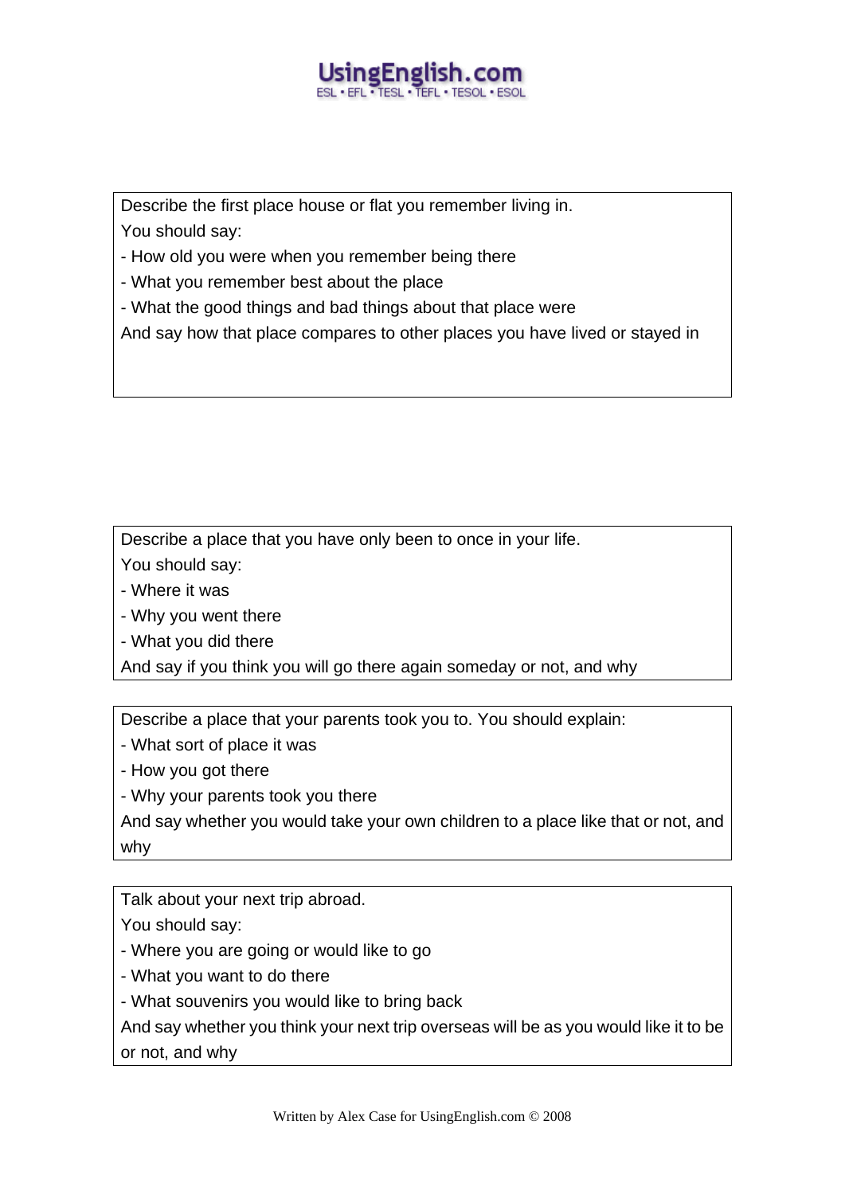Describe the first place house or flat you remember living in.

You should say:

- How old you were when you remember being there
- What you remember best about the place
- What the good things and bad things about that place were

And say how that place compares to other places you have lived or stayed in

---

Describe a place that you have only been to once in your life.

You should say:

- Where it was
- Why you went there
- What you did there

And say if you think you will go there again someday or not, and why

---

Describe a place that your parents took you to. You should explain:

- What sort of place it was
- How you got there
- Why your parents took you there

And say whether you would take your own children to a place like that or not, and why

---

Talk about your next trip abroad.

You should say:

- Where you are going or would like to go
- What you want to do there
- What souvenirs you would like to bring back

And say whether you think your next trip overseas will be as you would like it to be or not, and why

Written by Alex Case for UsingEnglish.com © 2008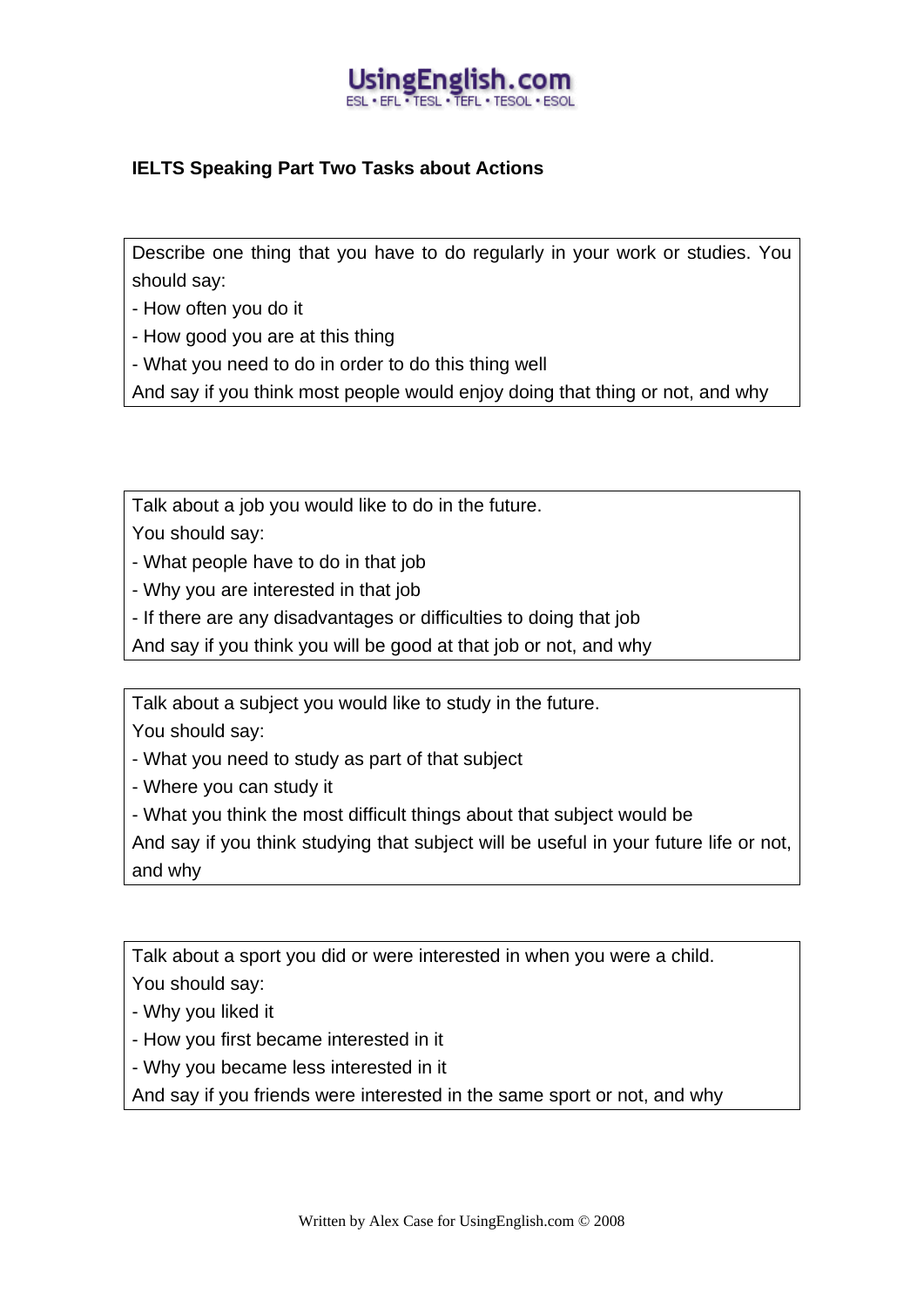## IELTS Speaking Part Two Tasks about Actions

Describe one thing that you have to do regularly in your work or studies. You should say:
- How often you do it
- How good you are at this thing
- What you need to do in order to do this thing well

And say if you think most people would enjoy doing that thing or not, and why

Talk about a job you would like to do in the future.
You should say:
- What people have to do in that job
- Why you are interested in that job
- If there are any disadvantages or difficulties to doing that job

And say if you think you will be good at that job or not, and why

Talk about a subject you would like to study in the future.
You should say:
- What you need to study as part of that subject
- Where you can study it
- What you think the most difficult things about that subject would be

And say if you think studying that subject will be useful in your future life or not, and why

Talk about a sport you did or were interested in when you were a child.
You should say:
- Why you liked it
- How you first became interested in it
- Why you became less interested in it

And say if you friends were interested in the same sport or not, and why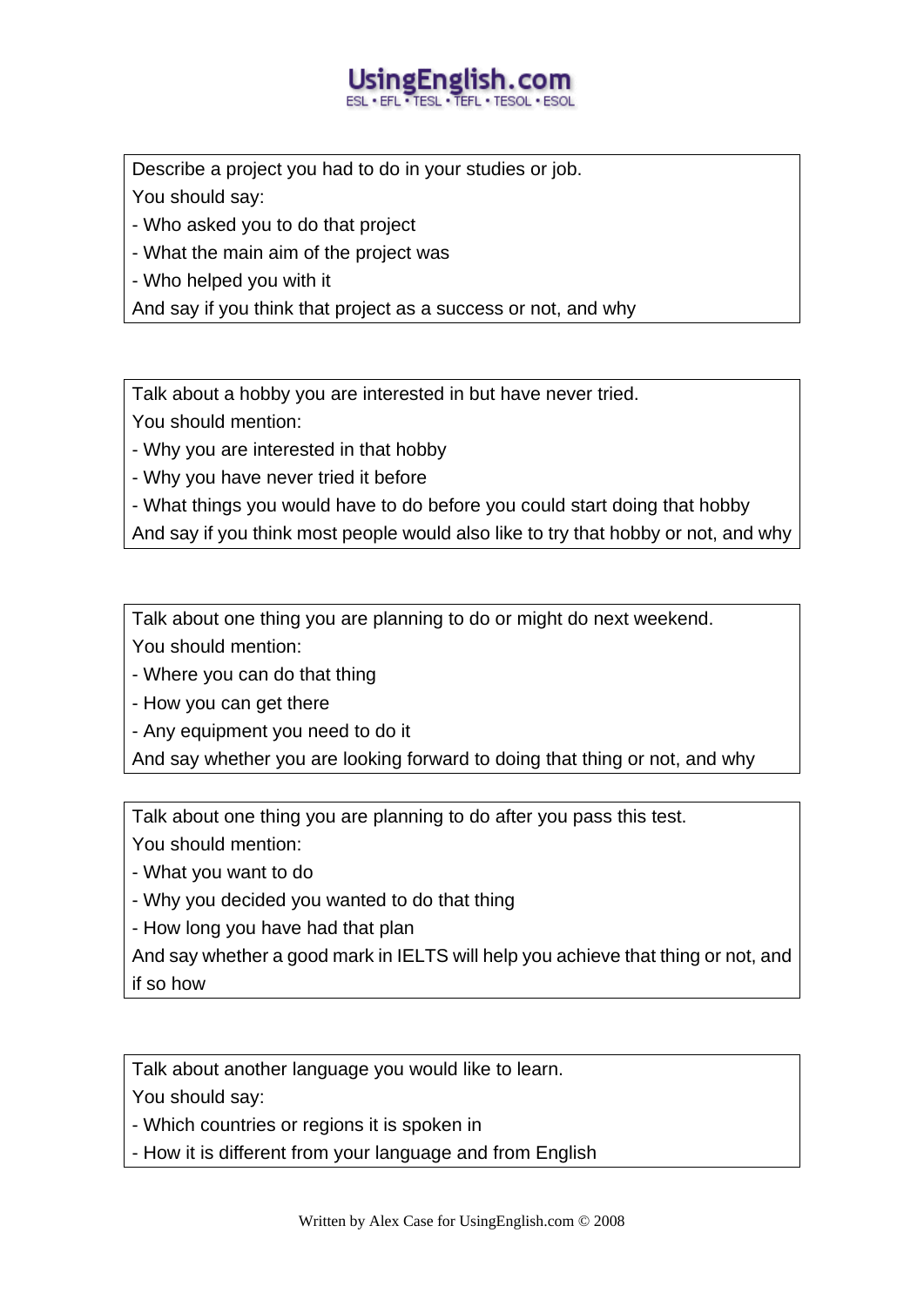Describe a project you had to do in your studies or job.
You should say:
- Who asked you to do that project
- What the main aim of the project was
- Who helped you with it
And say if you think that project as a success or not, and why

---

Talk about a hobby you are interested in but have never tried.
You should mention:
- Why you are interested in that hobby
- Why you have never tried it before
- What things you would have to do before you could start doing that hobby
And say if you think most people would also like to try that hobby or not, and why

---

Talk about one thing you are planning to do or might do next weekend.
You should mention:
- Where you can do that thing
- How you can get there
- Any equipment you need to do it
And say whether you are looking forward to doing that thing or not, and why

---

Talk about one thing you are planning to do after you pass this test.
You should mention:
- What you want to do
- Why you decided you wanted to do that thing
- How long you have had that plan
And say whether a good mark in IELTS will help you achieve that thing or not, and if so how

---

Talk about another language you would like to learn.
You should say:
- Which countries or regions it is spoken in
- How it is different from your language and from English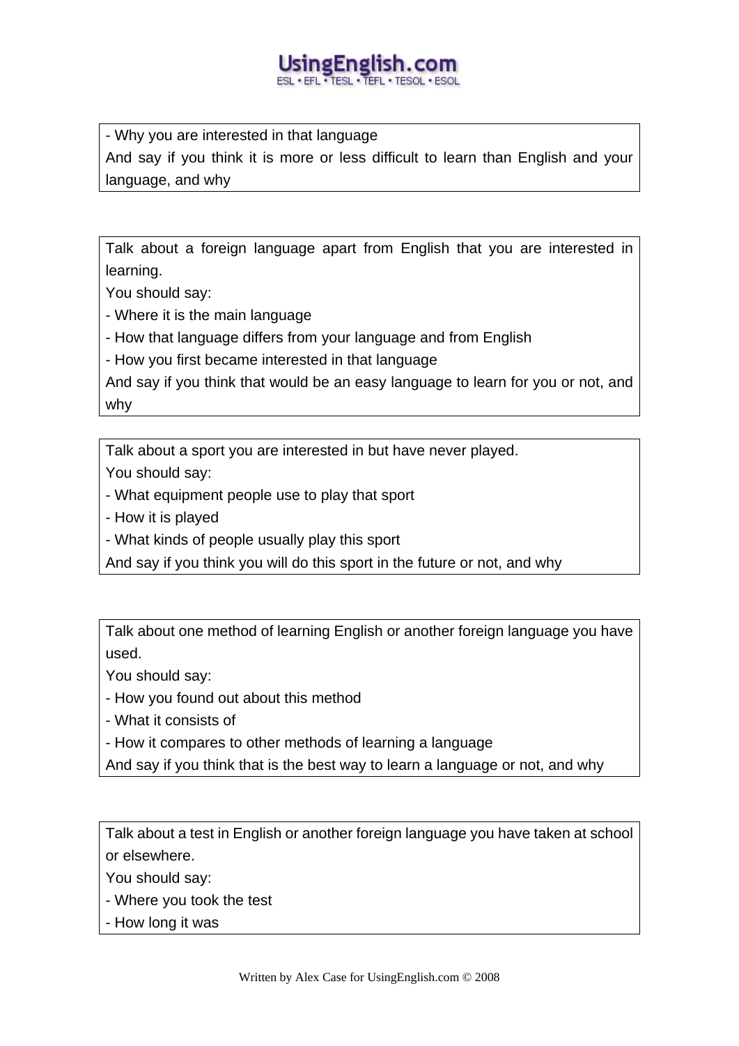- Why you are interested in that language

And say if you think it is more or less difficult to learn than English and your language, and why

---

Talk about a foreign language apart from English that you are interested in learning.

You should say:

- Where it is the main language
- How that language differs from your language and from English
- How you first became interested in that language

And say if you think that would be an easy language to learn for you or not, and why

---

Talk about a sport you are interested in but have never played.

You should say:

- What equipment people use to play that sport
- How it is played
- What kinds of people usually play this sport

And say if you think you will do this sport in the future or not, and why

---

Talk about one method of learning English or another foreign language you have used.

You should say:

- How you found out about this method
- What it consists of
- How it compares to other methods of learning a language

And say if you think that is the best way to learn a language or not, and why

---

Talk about a test in English or another foreign language you have taken at school or elsewhere.

You should say:

- Where you took the test
- How long it was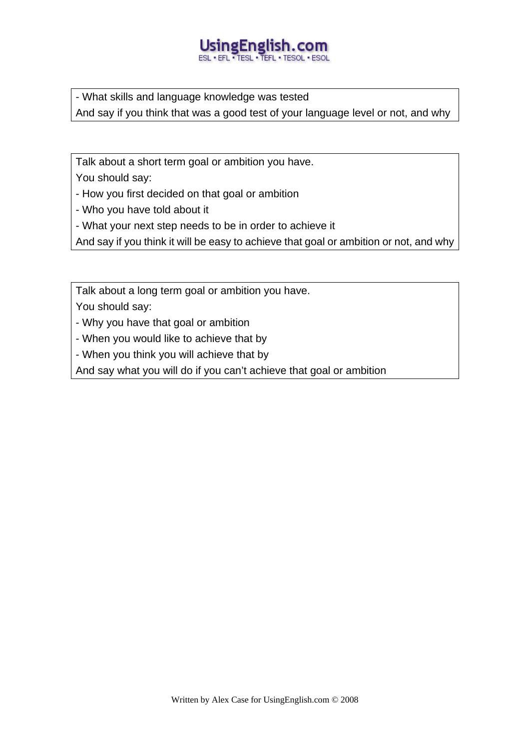- What skills and language knowledge was tested

And say if you think that was a good test of your language level or not, and why

---

Talk about a short term goal or ambition you have.

You should say:

- How you first decided on that goal or ambition
- Who you have told about it
- What your next step needs to be in order to achieve it

And say if you think it will be easy to achieve that goal or ambition or not, and why

---

Talk about a long term goal or ambition you have.

You should say:

- Why you have that goal or ambition
- When you would like to achieve that by
- When you think you will achieve that by

And say what you will do if you can't achieve that goal or ambition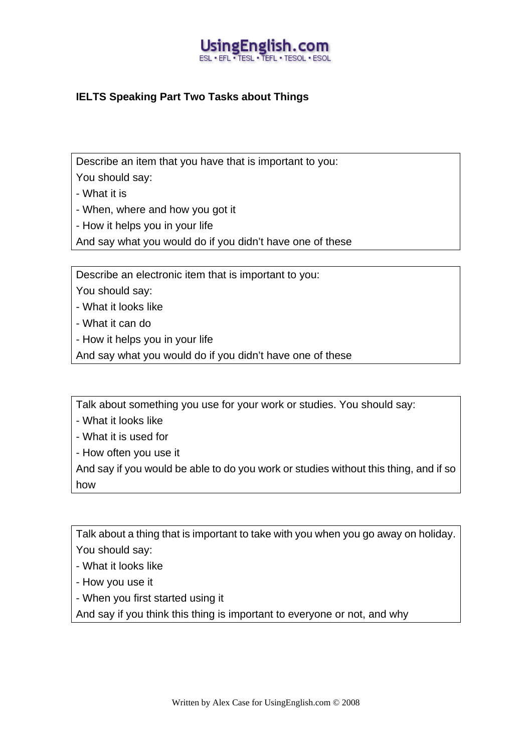UsingEnglish.com
ESL • EFL • TESL • TEFL • TESOL • ESOL

## IELTS Speaking Part Two Tasks about Things

Describe an item that you have that is important to you:
You should say:
- What it is
- When, where and how you got it
- How it helps you in your life

And say what you would do if you didn't have one of these

---

Describe an electronic item that is important to you:
You should say:
- What it looks like
- What it can do
- How it helps you in your life

And say what you would do if you didn't have one of these

---

Talk about something you use for your work or studies. You should say:
- What it looks like
- What it is used for
- How often you use it

And say if you would be able to do you work or studies without this thing, and if so how

---

Talk about a thing that is important to take with you when you go away on holiday.
You should say:
- What it looks like
- How you use it
- When you first started using it

And say if you think this thing is important to everyone or not, and why

Written by Alex Case for UsingEnglish.com © 2008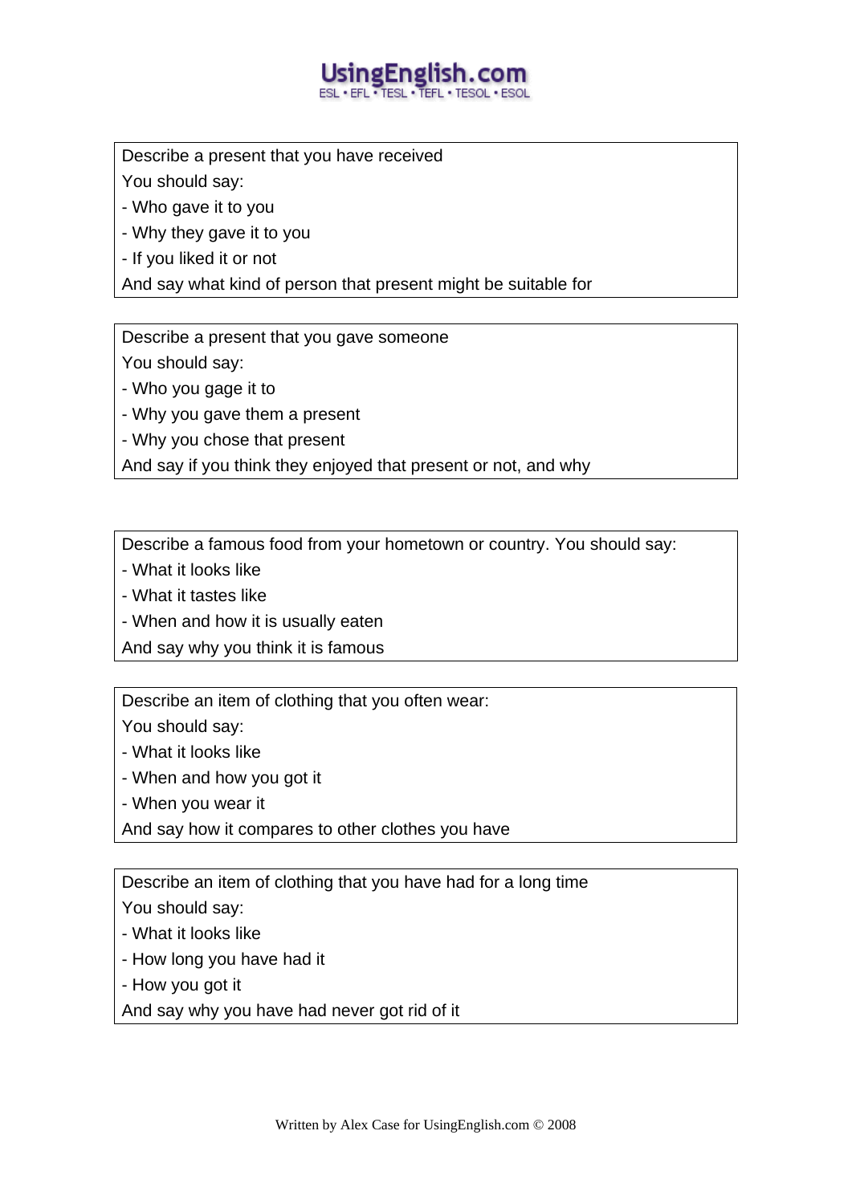Describe a present that you have received
You should say:
- Who gave it to you
- Why they gave it to you
- If you liked it or not
And say what kind of person that present might be suitable for

---

Describe a present that you gave someone
You should say:
- Who you gage it to
- Why you gave them a present
- Why you chose that present
And say if you think they enjoyed that present or not, and why

---

Describe a famous food from your hometown or country. You should say:
- What it looks like
- What it tastes like
- When and how it is usually eaten
And say why you think it is famous

---

Describe an item of clothing that you often wear:
You should say:
- What it looks like
- When and how you got it
- When you wear it
And say how it compares to other clothes you have

---

Describe an item of clothing that you have had for a long time
You should say:
- What it looks like
- How long you have had it
- How you got it
And say why you have had never got rid of it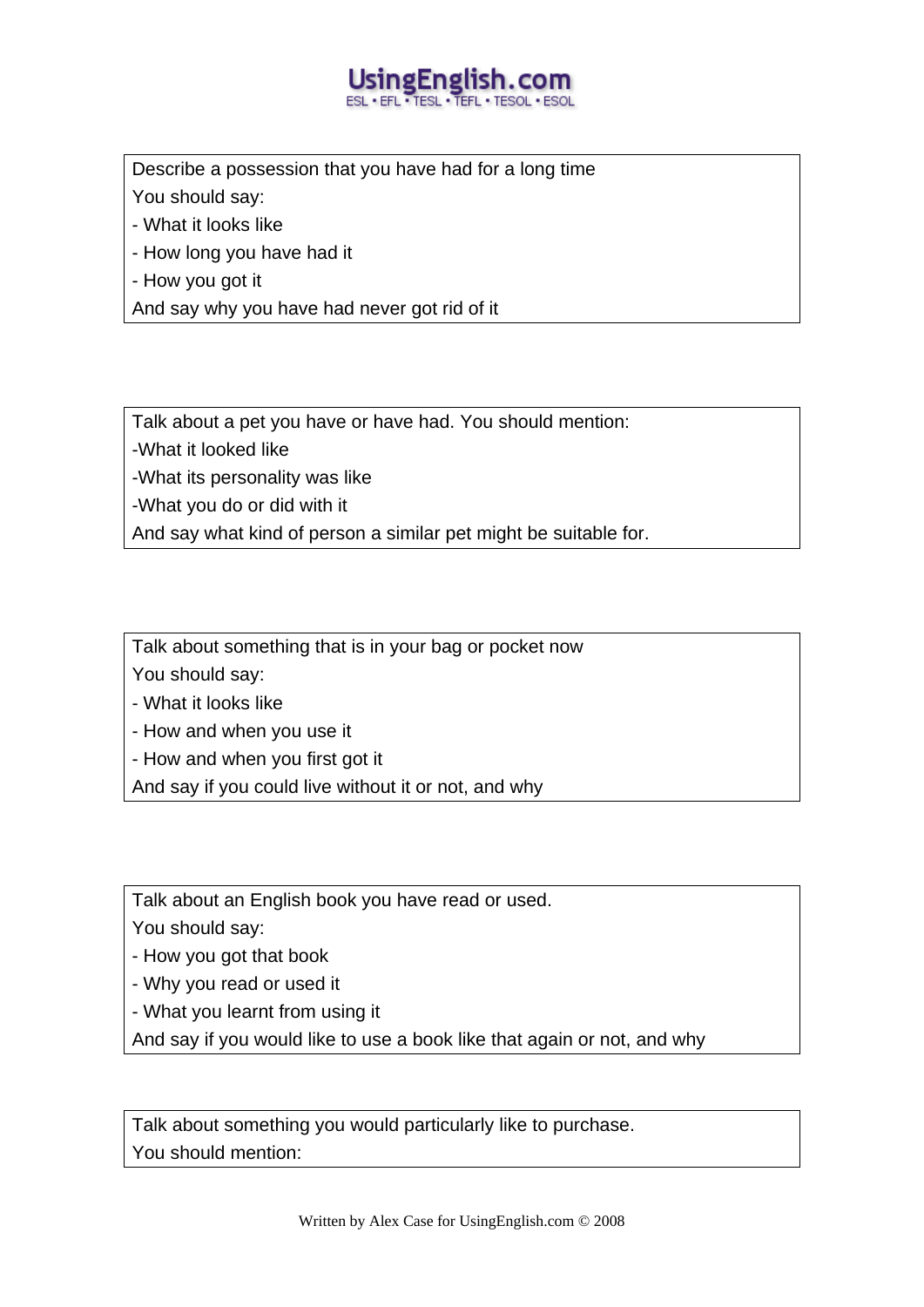Describe a possession that you have had for a long time

You should say:

- What it looks like
- How long you have had it
- How you got it

And say why you have had never got rid of it

Talk about a pet you have or have had. You should mention:

-What it looked like

-What its personality was like

-What you do or did with it

And say what kind of person a similar pet might be suitable for.

Talk about something that is in your bag or pocket now

You should say:

- What it looks like
- How and when you use it
- How and when you first got it

And say if you could live without it or not, and why

Talk about an English book you have read or used.

You should say:

- How you got that book
- Why you read or used it
- What you learnt from using it

And say if you would like to use a book like that again or not, and why

Talk about something you would particularly like to purchase.

You should mention: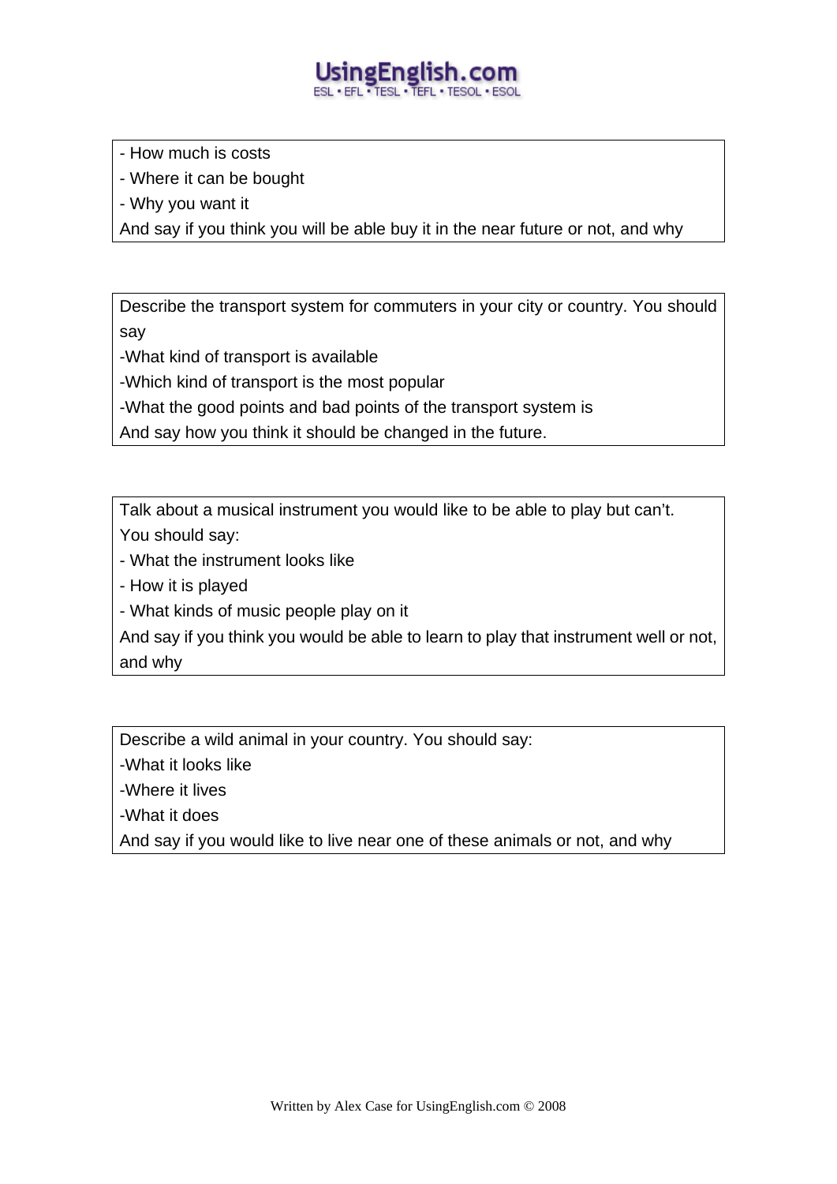- How much is costs
- Where it can be bought
- Why you want it

And say if you think you will be able buy it in the near future or not, and why

---

Describe the transport system for commuters in your city or country. You should say

-What kind of transport is available

-Which kind of transport is the most popular

-What the good points and bad points of the transport system is

And say how you think it should be changed in the future.

---

Talk about a musical instrument you would like to be able to play but can't. You should say:

- What the instrument looks like
- How it is played
- What kinds of music people play on it

And say if you think you would be able to learn to play that instrument well or not, and why

---

Describe a wild animal in your country. You should say:

-What it looks like

-Where it lives

-What it does

And say if you would like to live near one of these animals or not, and why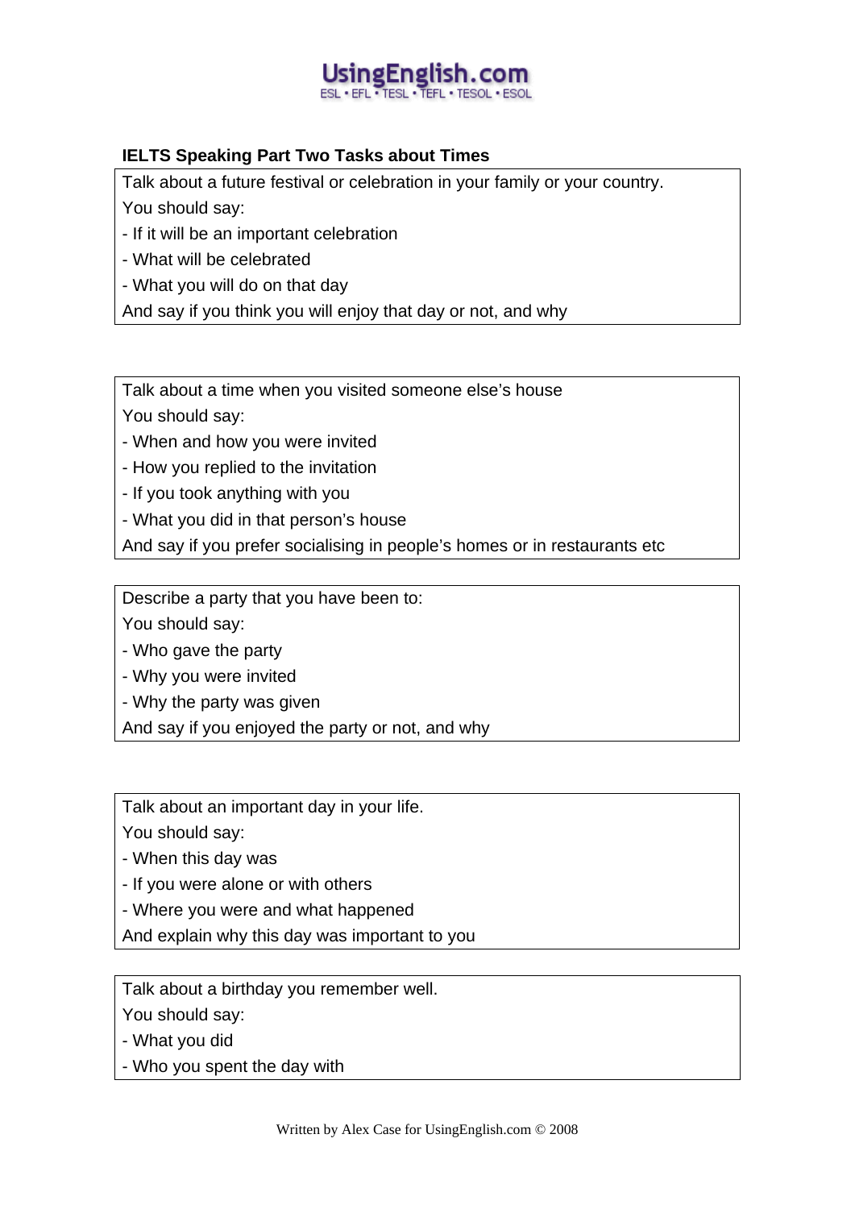### IELTS Speaking Part Two Tasks about Times

Talk about a future festival or celebration in your family or your country.

You should say:

- If it will be an important celebration
- What will be celebrated
- What you will do on that day

And say if you think you will enjoy that day or not, and why

---

Talk about a time when you visited someone else's house

You should say:

- When and how you were invited
- How you replied to the invitation
- If you took anything with you
- What you did in that person's house

And say if you prefer socialising in people's homes or in restaurants etc

---

Describe a party that you have been to:

You should say:

- Who gave the party
- Why you were invited
- Why the party was given

And say if you enjoyed the party or not, and why

---

Talk about an important day in your life.

You should say:

- When this day was
- If you were alone or with others
- Where you were and what happened

And explain why this day was important to you

---

Talk about a birthday you remember well.

You should say:

- What you did
- Who you spent the day with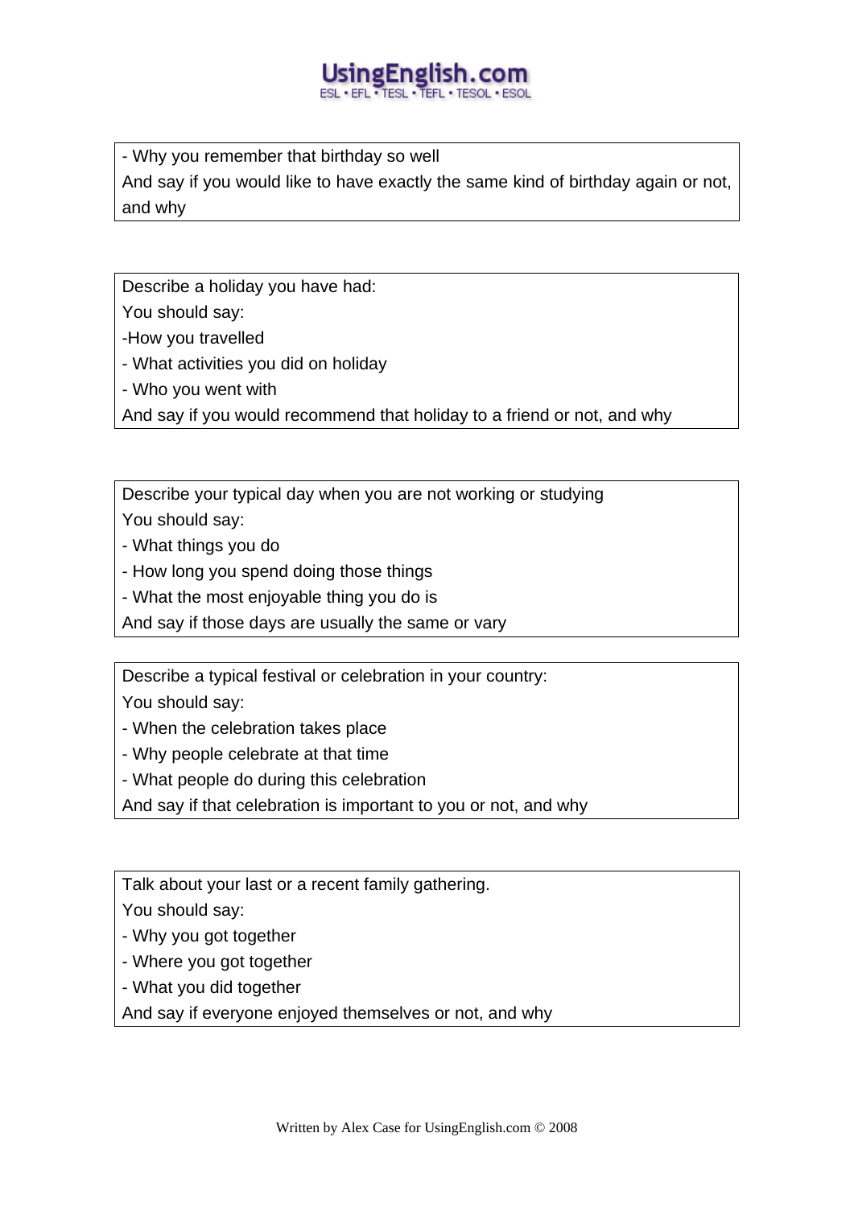- Why you remember that birthday so well

And say if you would like to have exactly the same kind of birthday again or not, and why

Describe a holiday you have had:

You should say:

-How you travelled

- What activities you did on holiday

- Who you went with

And say if you would recommend that holiday to a friend or not, and why

Describe your typical day when you are not working or studying

You should say:

- What things you do

- How long you spend doing those things

- What the most enjoyable thing you do is

And say if those days are usually the same or vary

Describe a typical festival or celebration in your country:

You should say:

- When the celebration takes place

- Why people celebrate at that time

- What people do during this celebration

And say if that celebration is important to you or not, and why

Talk about your last or a recent family gathering.

You should say:

- Why you got together

- Where you got together

- What you did together

And say if everyone enjoyed themselves or not, and why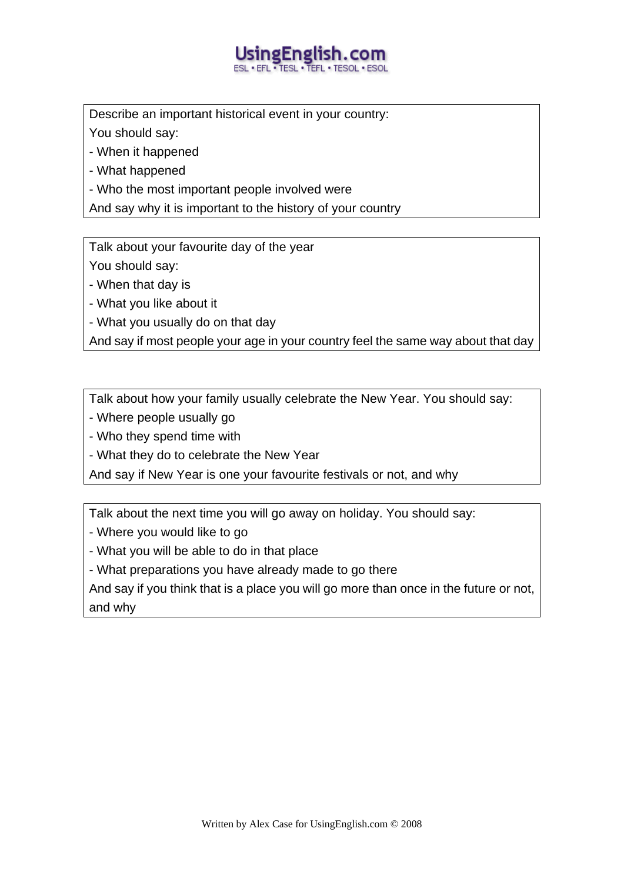Describe an important historical event in your country:

You should say:

- When it happened
- What happened
- Who the most important people involved were

And say why it is important to the history of your country

Talk about your favourite day of the year

You should say:

- When that day is
- What you like about it
- What you usually do on that day

And say if most people your age in your country feel the same way about that day

Talk about how your family usually celebrate the New Year. You should say:

- Where people usually go
- Who they spend time with
- What they do to celebrate the New Year

And say if New Year is one your favourite festivals or not, and why

Talk about the next time you will go away on holiday. You should say:

- Where you would like to go
- What you will be able to do in that place
- What preparations you have already made to go there

And say if you think that is a place you will go more than once in the future or not, and why

Written by Alex Case for UsingEnglish.com © 2008